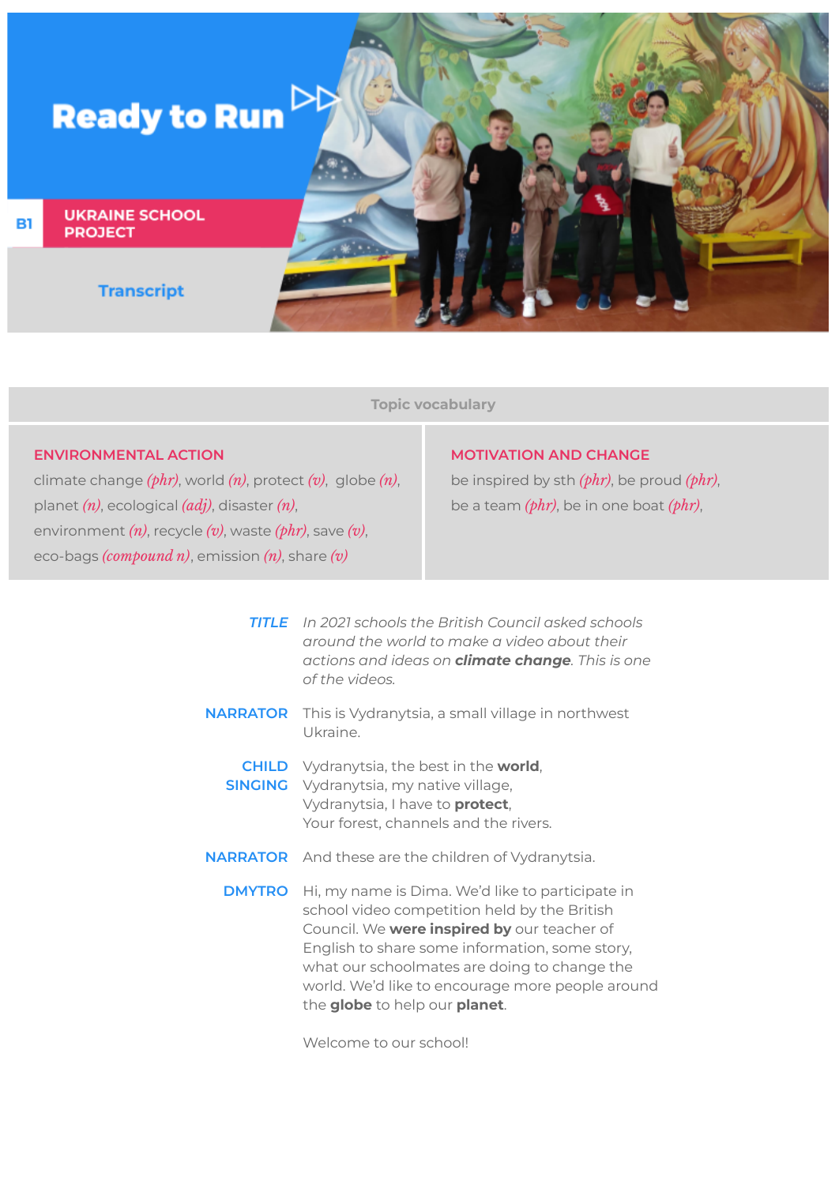# Ready to Run

**B1** UKRAINE SCHOOL PROJECT

## Transcript

### Topic vocabulary

| ENVIRONMENTAL ACTION | MOTIVATION AND CHANGE |
|---|---|
| climate change *(phr)*, world *(n)*, protect *(v)*, globe *(n)*, planet *(n)*, ecological *(adj)*, disaster *(n)*, environment *(n)*, recycle *(v)*, waste *(phr)*, save *(v)*, eco-bags *(compound n)*, emission *(n)*, share *(v)* | be inspired by sth *(phr)*, be proud *(phr)*, be a team *(phr)*, be in one boat *(phr)*, |

***TITLE*** *In 2021 schools the British Council asked schools around the world to make a video about their actions and ideas on **climate change**. This is one of the videos.*

**NARRATOR** This is Vydranytsia, a small village in northwest Ukraine.

**CHILD SINGING** Vydranytsia, the best in the **world**,
Vydranytsia, my native village,
Vydranytsia, I have to **protect**,
Your forest, channels and the rivers.

**NARRATOR** And these are the children of Vydranytsia.

**DMYTRO** Hi, my name is Dima. We'd like to participate in school video competition held by the British Council. We **were inspired by** our teacher of English to share some information, some story, what our schoolmates are doing to change the world. We'd like to encourage more people around the **globe** to help our **planet**.

Welcome to our school!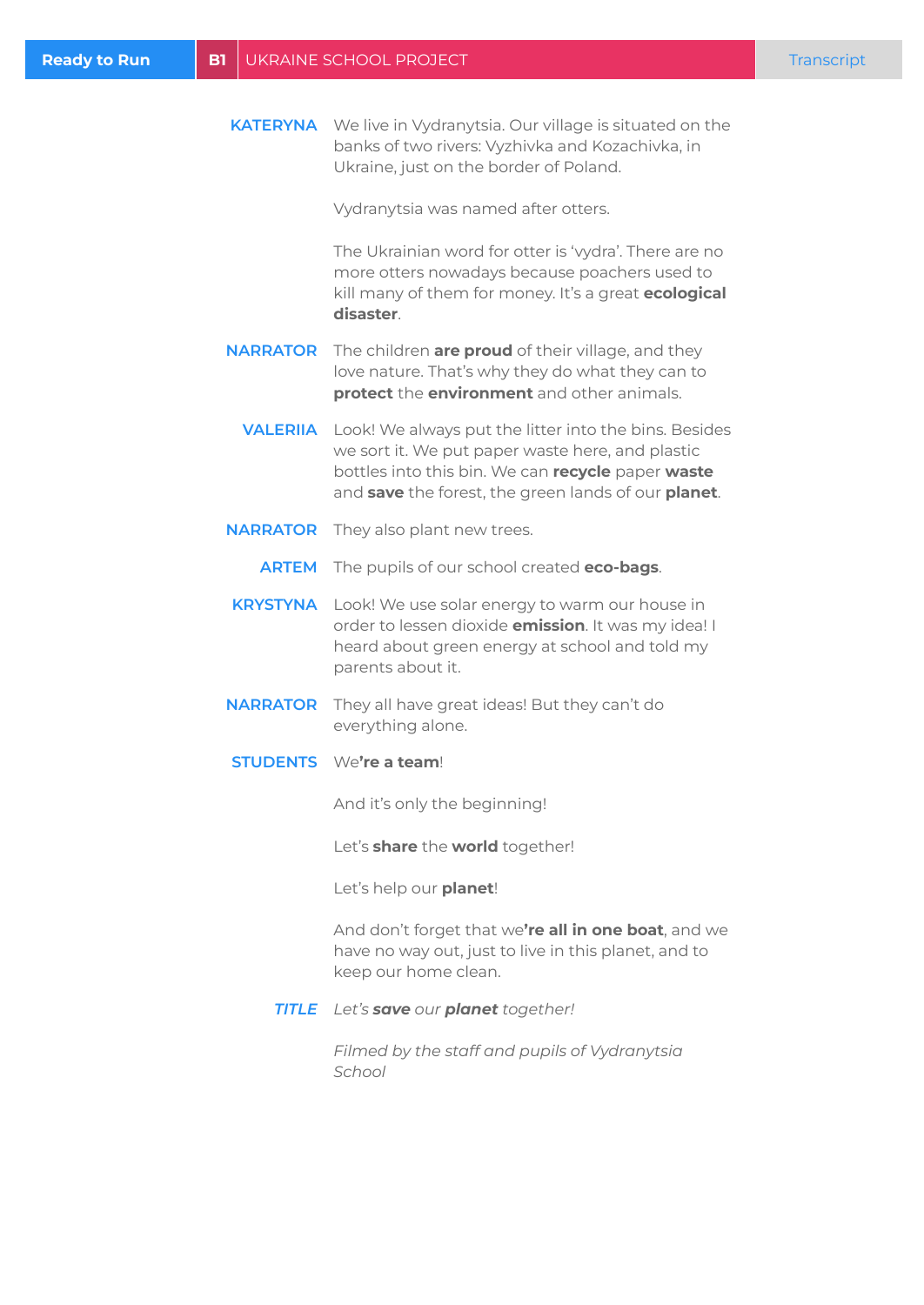**KATERYNA** We live in Vydranytsia. Our village is situated on the banks of two rivers: Vyzhivka and Kozachivka, in Ukraine, just on the border of Poland.

Vydranytsia was named after otters.

The Ukrainian word for otter is 'vydra'. There are no more otters nowadays because poachers used to kill many of them for money. It's a great **ecological disaster**.

**NARRATOR** The children **are proud** of their village, and they love nature. That's why they do what they can to **protect** the **environment** and other animals.

**VALERIIA** Look! We always put the litter into the bins. Besides we sort it. We put paper waste here, and plastic bottles into this bin. We can **recycle** paper **waste** and **save** the forest, the green lands of our **planet**.

**NARRATOR** They also plant new trees.

**ARTEM** The pupils of our school created **eco-bags**.

**KRYSTYNA** Look! We use solar energy to warm our house in order to lessen dioxide **emission**. It was my idea! I heard about green energy at school and told my parents about it.

**NARRATOR** They all have great ideas! But they can't do everything alone.

**STUDENTS** We**'re a team**!

And it's only the beginning!

Let's **share** the **world** together!

Let's help our **planet**!

And don't forget that we**'re all in one boat**, and we have no way out, just to live in this planet, and to keep our home clean.

***TITLE*** *Let's **save** our **planet** together!*

*Filmed by the staff and pupils of Vydranytsia School*